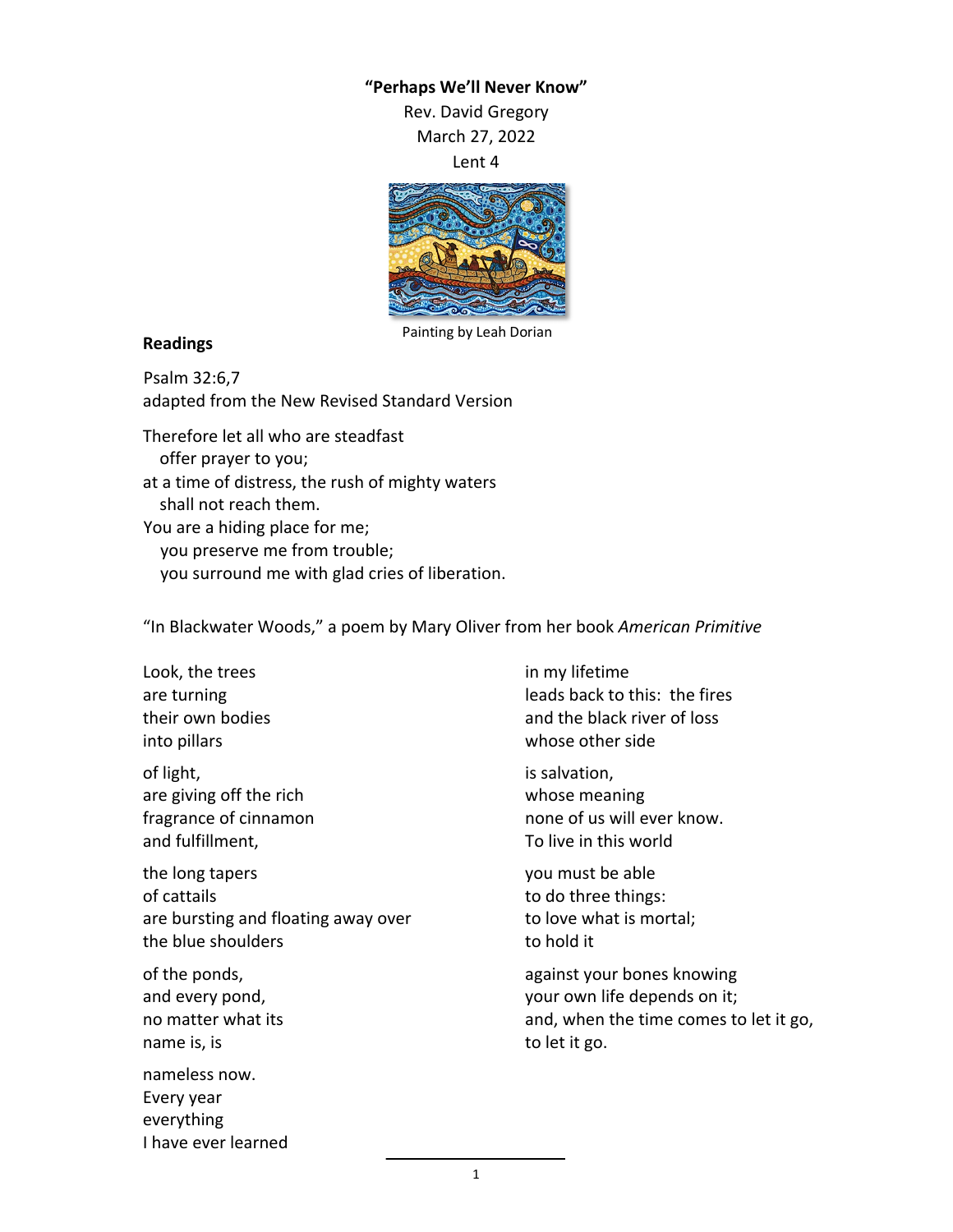**"Perhaps We'll Never Know"**

Rev. David Gregory
March 27, 2022
Lent 4

Painting by Leah Dorian

**Readings**

Psalm 32:6,7
adapted from the New Revised Standard Version

Therefore let all who are steadfast
  offer prayer to you;
at a time of distress, the rush of mighty waters
  shall not reach them.
You are a hiding place for me;
  you preserve me from trouble;
  you surround me with glad cries of liberation.

"In Blackwater Woods," a poem by Mary Oliver from her book *American Primitive*

Look, the trees
are turning
their own bodies
into pillars

of light,
are giving off the rich
fragrance of cinnamon
and fulfillment,

the long tapers
of cattails
are bursting and floating away over
the blue shoulders

of the ponds,
and every pond,
no matter what its
name is, is

nameless now.
Every year
everything
I have ever learned

in my lifetime
leads back to this: the fires
and the black river of loss
whose other side

is salvation,
whose meaning
none of us will ever know.
To live in this world

you must be able
to do three things:
to love what is mortal;
to hold it

against your bones knowing
your own life depends on it;
and, when the time comes to let it go,
to let it go.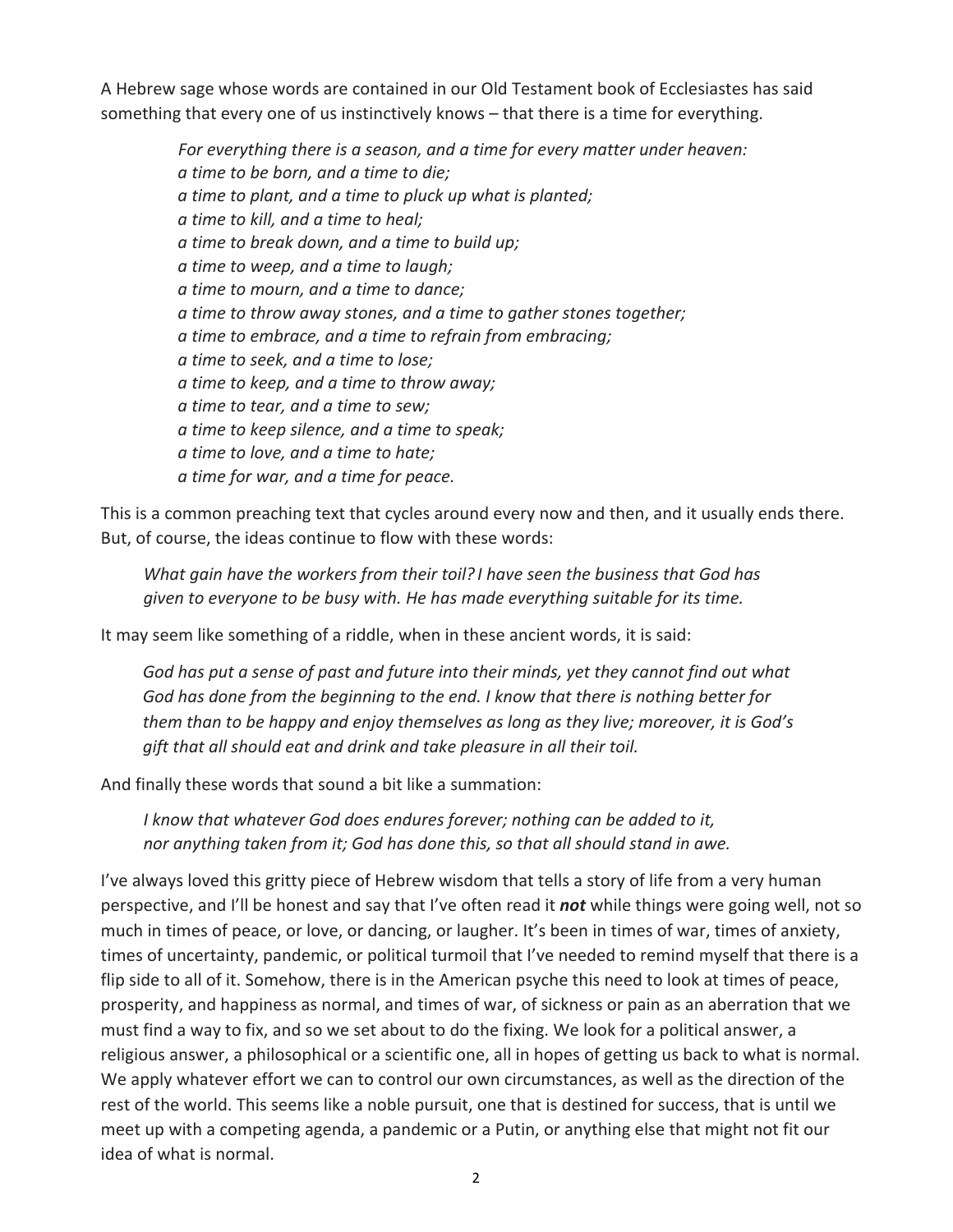A Hebrew sage whose words are contained in our Old Testament book of Ecclesiastes has said something that every one of us instinctively knows – that there is a time for everything.

> *For everything there is a season, and a time for every matter under heaven:*
> *a time to be born, and a time to die;*
> *a time to plant, and a time to pluck up what is planted;*
> *a time to kill, and a time to heal;*
> *a time to break down, and a time to build up;*
> *a time to weep, and a time to laugh;*
> *a time to mourn, and a time to dance;*
> *a time to throw away stones, and a time to gather stones together;*
> *a time to embrace, and a time to refrain from embracing;*
> *a time to seek, and a time to lose;*
> *a time to keep, and a time to throw away;*
> *a time to tear, and a time to sew;*
> *a time to keep silence, and a time to speak;*
> *a time to love, and a time to hate;*
> *a time for war, and a time for peace.*

This is a common preaching text that cycles around every now and then, and it usually ends there. But, of course, the ideas continue to flow with these words:

> *What gain have the workers from their toil? I have seen the business that God has given to everyone to be busy with. He has made everything suitable for its time.*

It may seem like something of a riddle, when in these ancient words, it is said:

> *God has put a sense of past and future into their minds, yet they cannot find out what God has done from the beginning to the end. I know that there is nothing better for them than to be happy and enjoy themselves as long as they live; moreover, it is God's gift that all should eat and drink and take pleasure in all their toil.*

And finally these words that sound a bit like a summation:

> *I know that whatever God does endures forever; nothing can be added to it, nor anything taken from it; God has done this, so that all should stand in awe.*

I've always loved this gritty piece of Hebrew wisdom that tells a story of life from a very human perspective, and I'll be honest and say that I've often read it ***not*** while things were going well, not so much in times of peace, or love, or dancing, or laugher. It's been in times of war, times of anxiety, times of uncertainty, pandemic, or political turmoil that I've needed to remind myself that there is a flip side to all of it. Somehow, there is in the American psyche this need to look at times of peace, prosperity, and happiness as normal, and times of war, of sickness or pain as an aberration that we must find a way to fix, and so we set about to do the fixing. We look for a political answer, a religious answer, a philosophical or a scientific one, all in hopes of getting us back to what is normal. We apply whatever effort we can to control our own circumstances, as well as the direction of the rest of the world. This seems like a noble pursuit, one that is destined for success, that is until we meet up with a competing agenda, a pandemic or a Putin, or anything else that might not fit our idea of what is normal.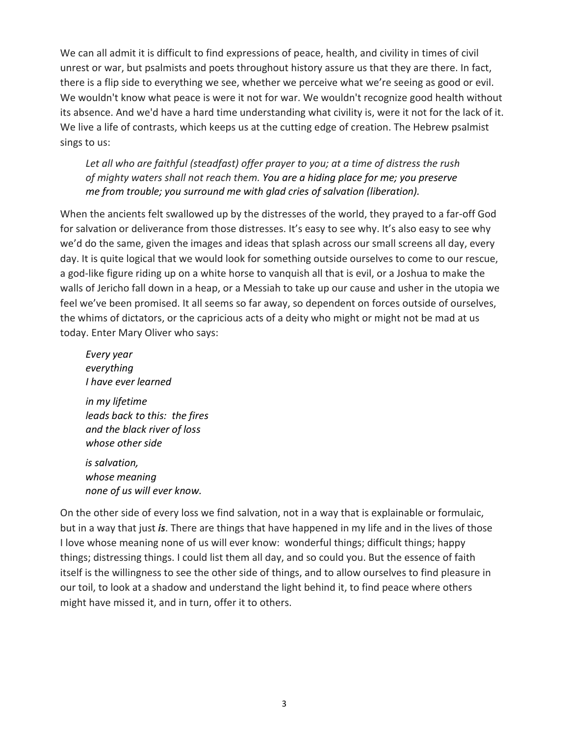We can all admit it is difficult to find expressions of peace, health, and civility in times of civil unrest or war, but psalmists and poets throughout history assure us that they are there. In fact, there is a flip side to everything we see, whether we perceive what we're seeing as good or evil. We wouldn't know what peace is were it not for war. We wouldn't recognize good health without its absence. And we'd have a hard time understanding what civility is, were it not for the lack of it. We live a life of contrasts, which keeps us at the cutting edge of creation. The Hebrew psalmist sings to us:

> *Let all who are faithful (steadfast) offer prayer to you; at a time of distress the rush of mighty waters shall not reach them. You are a hiding place for me; you preserve me from trouble; you surround me with glad cries of salvation (liberation).*

When the ancients felt swallowed up by the distresses of the world, they prayed to a far-off God for salvation or deliverance from those distresses. It's easy to see why. It's also easy to see why we'd do the same, given the images and ideas that splash across our small screens all day, every day. It is quite logical that we would look for something outside ourselves to come to our rescue, a god-like figure riding up on a white horse to vanquish all that is evil, or a Joshua to make the walls of Jericho fall down in a heap, or a Messiah to take up our cause and usher in the utopia we feel we've been promised. It all seems so far away, so dependent on forces outside of ourselves, the whims of dictators, or the capricious acts of a deity who might or might not be mad at us today. Enter Mary Oliver who says:

> *Every year*
> *everything*
> *I have ever learned*
>
> *in my lifetime*
> *leads back to this: the fires*
> *and the black river of loss*
> *whose other side*
>
> *is salvation,*
> *whose meaning*
> *none of us will ever know.*

On the other side of every loss we find salvation, not in a way that is explainable or formulaic, but in a way that just ***is***. There are things that have happened in my life and in the lives of those I love whose meaning none of us will ever know: wonderful things; difficult things; happy things; distressing things. I could list them all day, and so could you. But the essence of faith itself is the willingness to see the other side of things, and to allow ourselves to find pleasure in our toil, to look at a shadow and understand the light behind it, to find peace where others might have missed it, and in turn, offer it to others.